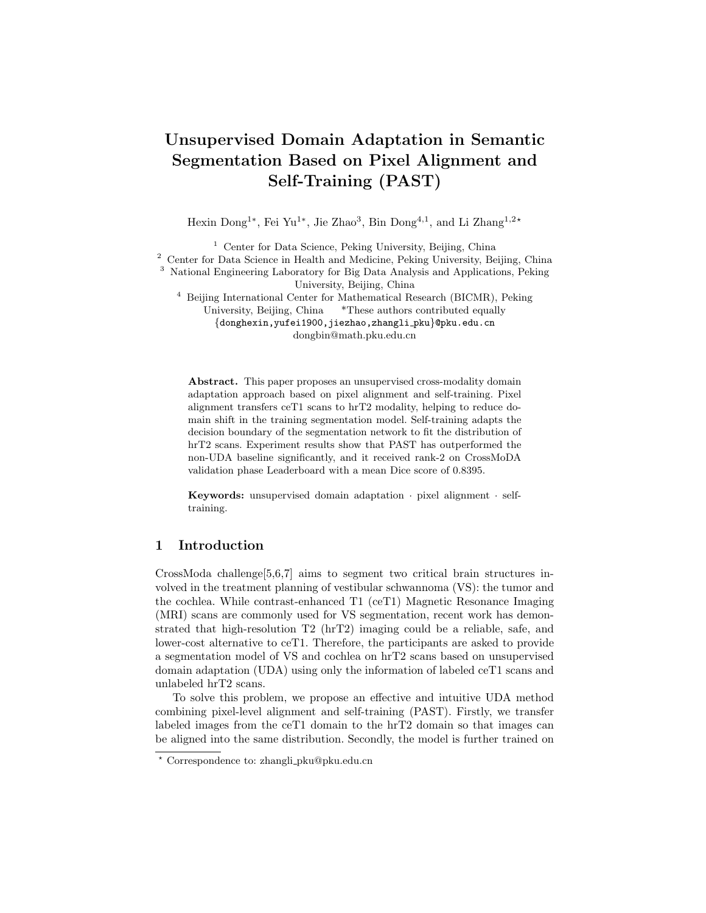# Unsupervised Domain Adaptation in Semantic Segmentation Based on Pixel Alignment and Self-Training (PAST)

Hexin Dong[1*], Fei Yu[1*], Jie Zhao[3], Bin Dong[4,1], and Li Zhang[1,2⋆]

[1] Center for Data Science, Peking University, Beijing, China
[2] Center for Data Science in Health and Medicine, Peking University, Beijing, China
[3] National Engineering Laboratory for Big Data Analysis and Applications, Peking University, Beijing, China
[4] Beijing International Center for Mathematical Research (BICMR), Peking University, Beijing, China    *These authors contributed equally
{donghexin,yufei1900,jiezhao,zhangli_pku}@pku.edu.cn
dongbin@math.pku.edu.cn

**Abstract.** This paper proposes an unsupervised cross-modality domain adaptation approach based on pixel alignment and self-training. Pixel alignment transfers ceT1 scans to hrT2 modality, helping to reduce domain shift in the training segmentation model. Self-training adapts the decision boundary of the segmentation network to fit the distribution of hrT2 scans. Experiment results show that PAST has outperformed the non-UDA baseline significantly, and it received rank-2 on CrossMoDA validation phase Leaderboard with a mean Dice score of 0.8395.

**Keywords:** unsupervised domain adaptation · pixel alignment · self-training.

## 1 Introduction

CrossModa challenge[5,6,7] aims to segment two critical brain structures involved in the treatment planning of vestibular schwannoma (VS): the tumor and the cochlea. While contrast-enhanced T1 (ceT1) Magnetic Resonance Imaging (MRI) scans are commonly used for VS segmentation, recent work has demonstrated that high-resolution T2 (hrT2) imaging could be a reliable, safe, and lower-cost alternative to ceT1. Therefore, the participants are asked to provide a segmentation model of VS and cochlea on hrT2 scans based on unsupervised domain adaptation (UDA) using only the information of labeled ceT1 scans and unlabeled hrT2 scans.

To solve this problem, we propose an effective and intuitive UDA method combining pixel-level alignment and self-training (PAST). Firstly, we transfer labeled images from the ceT1 domain to the hrT2 domain so that images can be aligned into the same distribution. Secondly, the model is further trained on

⋆ Correspondence to: zhangli_pku@pku.edu.cn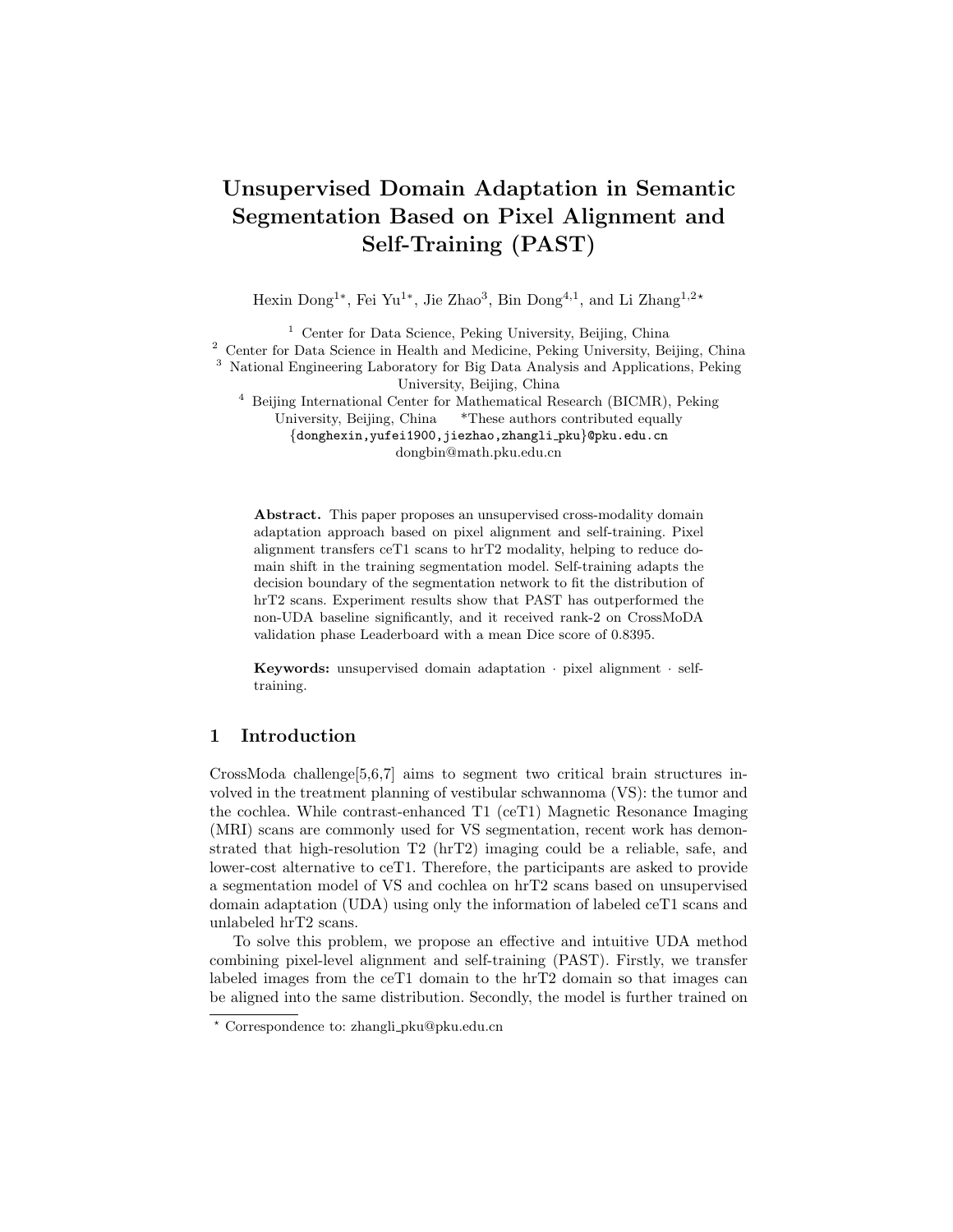# Unsupervised Domain Adaptation in Semantic Segmentation Based on Pixel Alignment and Self-Training (PAST)

Hexin Dong[1*], Fei Yu[1*], Jie Zhao[3], Bin Dong[4,1], and Li Zhang[1,2⋆]

[1] Center for Data Science, Peking University, Beijing, China
[2] Center for Data Science in Health and Medicine, Peking University, Beijing, China
[3] National Engineering Laboratory for Big Data Analysis and Applications, Peking University, Beijing, China
[4] Beijing International Center for Mathematical Research (BICMR), Peking University, Beijing, China *These authors contributed equally
{donghexin,yufei1900,jiezhao,zhangli_pku}@pku.edu.cn
dongbin@math.pku.edu.cn

**Abstract.** This paper proposes an unsupervised cross-modality domain adaptation approach based on pixel alignment and self-training. Pixel alignment transfers ceT1 scans to hrT2 modality, helping to reduce domain shift in the training segmentation model. Self-training adapts the decision boundary of the segmentation network to fit the distribution of hrT2 scans. Experiment results show that PAST has outperformed the non-UDA baseline significantly, and it received rank-2 on CrossMoDA validation phase Leaderboard with a mean Dice score of 0.8395.

**Keywords:** unsupervised domain adaptation · pixel alignment · self-training.

## 1 Introduction

CrossModa challenge[5,6,7] aims to segment two critical brain structures involved in the treatment planning of vestibular schwannoma (VS): the tumor and the cochlea. While contrast-enhanced T1 (ceT1) Magnetic Resonance Imaging (MRI) scans are commonly used for VS segmentation, recent work has demonstrated that high-resolution T2 (hrT2) imaging could be a reliable, safe, and lower-cost alternative to ceT1. Therefore, the participants are asked to provide a segmentation model of VS and cochlea on hrT2 scans based on unsupervised domain adaptation (UDA) using only the information of labeled ceT1 scans and unlabeled hrT2 scans.

To solve this problem, we propose an effective and intuitive UDA method combining pixel-level alignment and self-training (PAST). Firstly, we transfer labeled images from the ceT1 domain to the hrT2 domain so that images can be aligned into the same distribution. Secondly, the model is further trained on

⋆ Correspondence to: zhangli_pku@pku.edu.cn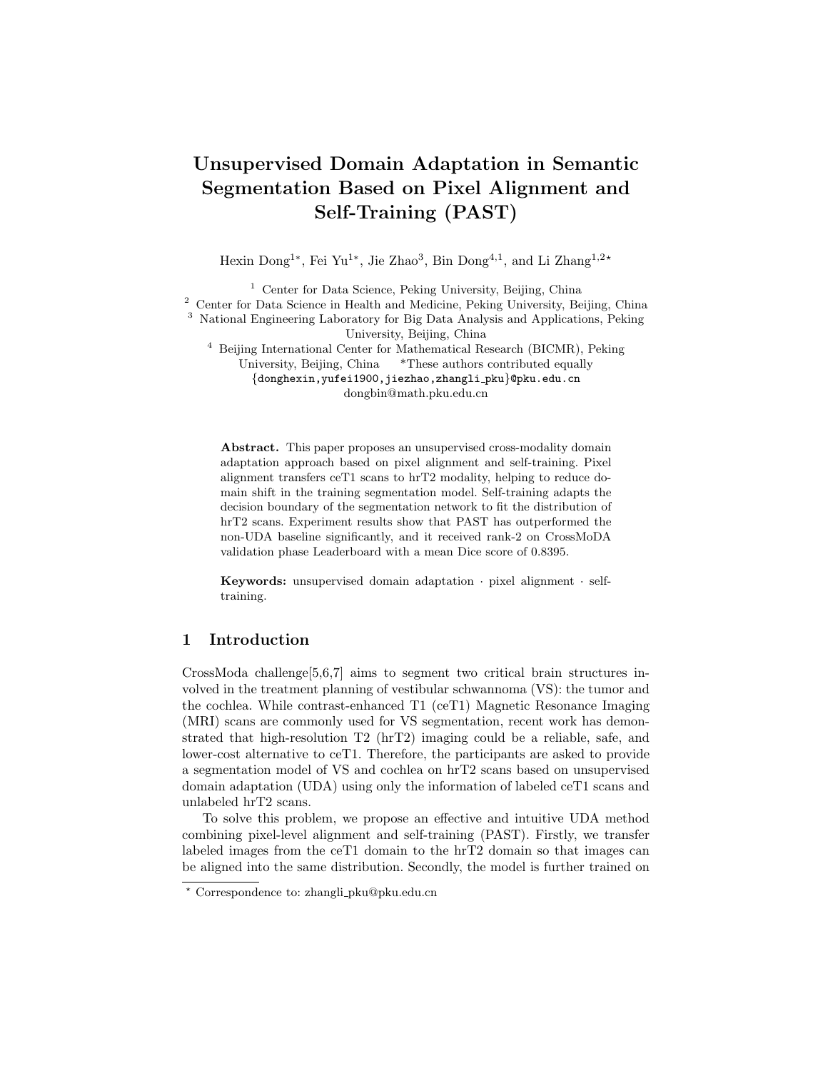# Unsupervised Domain Adaptation in Semantic Segmentation Based on Pixel Alignment and Self-Training (PAST)

Hexin Dong[1*], Fei Yu[1*], Jie Zhao[3], Bin Dong[4,1], and Li Zhang[1,2⋆]

[1] Center for Data Science, Peking University, Beijing, China
[2] Center for Data Science in Health and Medicine, Peking University, Beijing, China
[3] National Engineering Laboratory for Big Data Analysis and Applications, Peking University, Beijing, China
[4] Beijing International Center for Mathematical Research (BICMR), Peking University, Beijing, China *These authors contributed equally
{donghexin,yufei1900,jiezhao,zhangli_pku}@pku.edu.cn
dongbin@math.pku.edu.cn

**Abstract.** This paper proposes an unsupervised cross-modality domain adaptation approach based on pixel alignment and self-training. Pixel alignment transfers ceT1 scans to hrT2 modality, helping to reduce domain shift in the training segmentation model. Self-training adapts the decision boundary of the segmentation network to fit the distribution of hrT2 scans. Experiment results show that PAST has outperformed the non-UDA baseline significantly, and it received rank-2 on CrossMoDA validation phase Leaderboard with a mean Dice score of 0.8395.

**Keywords:** unsupervised domain adaptation · pixel alignment · self-training.

## 1 Introduction

CrossModa challenge[5,6,7] aims to segment two critical brain structures involved in the treatment planning of vestibular schwannoma (VS): the tumor and the cochlea. While contrast-enhanced T1 (ceT1) Magnetic Resonance Imaging (MRI) scans are commonly used for VS segmentation, recent work has demonstrated that high-resolution T2 (hrT2) imaging could be a reliable, safe, and lower-cost alternative to ceT1. Therefore, the participants are asked to provide a segmentation model of VS and cochlea on hrT2 scans based on unsupervised domain adaptation (UDA) using only the information of labeled ceT1 scans and unlabeled hrT2 scans.

To solve this problem, we propose an effective and intuitive UDA method combining pixel-level alignment and self-training (PAST). Firstly, we transfer labeled images from the ceT1 domain to the hrT2 domain so that images can be aligned into the same distribution. Secondly, the model is further trained on

⋆ Correspondence to: zhangli_pku@pku.edu.cn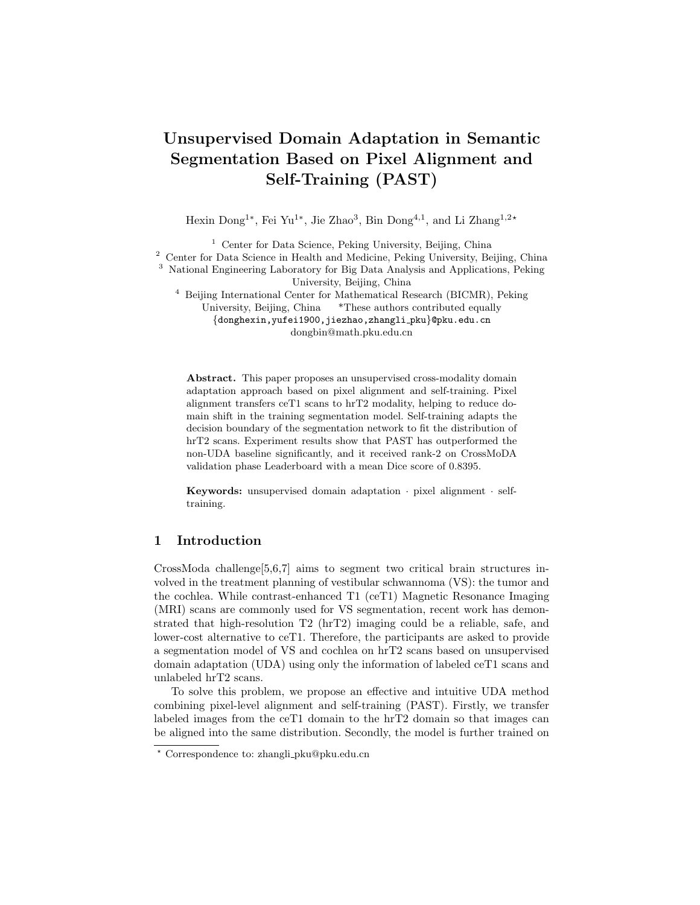# Unsupervised Domain Adaptation in Semantic Segmentation Based on Pixel Alignment and Self-Training (PAST)

Hexin Dong[1*], Fei Yu[1*], Jie Zhao[3], Bin Dong[4,1], and Li Zhang[1,2⋆]

[1] Center for Data Science, Peking University, Beijing, China
[2] Center for Data Science in Health and Medicine, Peking University, Beijing, China
[3] National Engineering Laboratory for Big Data Analysis and Applications, Peking University, Beijing, China
[4] Beijing International Center for Mathematical Research (BICMR), Peking University, Beijing, China *These authors contributed equally
{donghexin,yufei1900,jiezhao,zhangli_pku}@pku.edu.cn
dongbin@math.pku.edu.cn

**Abstract.** This paper proposes an unsupervised cross-modality domain adaptation approach based on pixel alignment and self-training. Pixel alignment transfers ceT1 scans to hrT2 modality, helping to reduce domain shift in the training segmentation model. Self-training adapts the decision boundary of the segmentation network to fit the distribution of hrT2 scans. Experiment results show that PAST has outperformed the non-UDA baseline significantly, and it received rank-2 on CrossMoDA validation phase Leaderboard with a mean Dice score of 0.8395.

**Keywords:** unsupervised domain adaptation · pixel alignment · self-training.

## 1 Introduction

CrossModa challenge[5,6,7] aims to segment two critical brain structures involved in the treatment planning of vestibular schwannoma (VS): the tumor and the cochlea. While contrast-enhanced T1 (ceT1) Magnetic Resonance Imaging (MRI) scans are commonly used for VS segmentation, recent work has demonstrated that high-resolution T2 (hrT2) imaging could be a reliable, safe, and lower-cost alternative to ceT1. Therefore, the participants are asked to provide a segmentation model of VS and cochlea on hrT2 scans based on unsupervised domain adaptation (UDA) using only the information of labeled ceT1 scans and unlabeled hrT2 scans.

To solve this problem, we propose an effective and intuitive UDA method combining pixel-level alignment and self-training (PAST). Firstly, we transfer labeled images from the ceT1 domain to the hrT2 domain so that images can be aligned into the same distribution. Secondly, the model is further trained on

⋆ Correspondence to: zhangli_pku@pku.edu.cn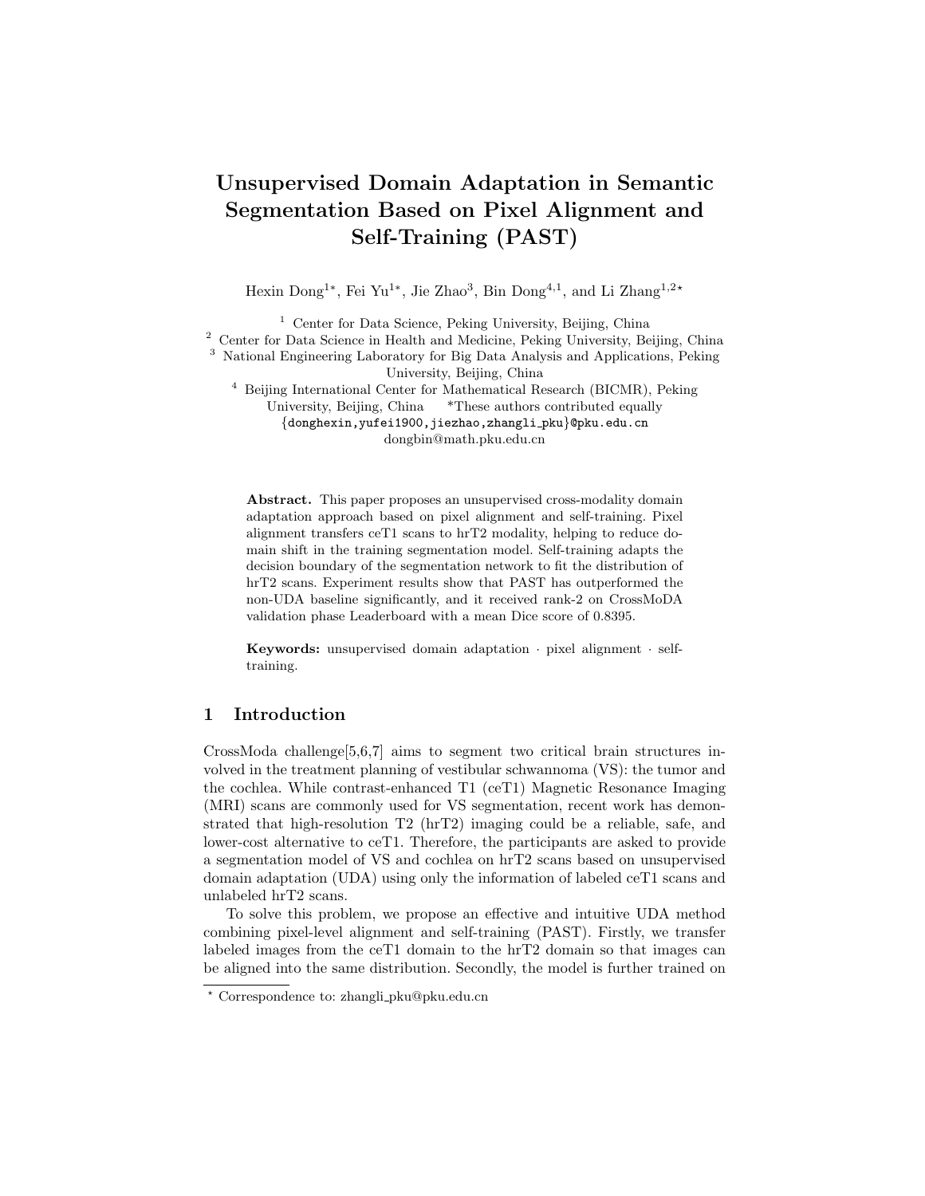# Unsupervised Domain Adaptation in Semantic Segmentation Based on Pixel Alignment and Self-Training (PAST)

Hexin Dong[1*], Fei Yu[1*], Jie Zhao[3], Bin Dong[4,1], and Li Zhang[1,2⋆]

[1] Center for Data Science, Peking University, Beijing, China
[2] Center for Data Science in Health and Medicine, Peking University, Beijing, China
[3] National Engineering Laboratory for Big Data Analysis and Applications, Peking University, Beijing, China
[4] Beijing International Center for Mathematical Research (BICMR), Peking University, Beijing, China *These authors contributed equally
{donghexin,yufei1900,jiezhao,zhangli_pku}@pku.edu.cn
dongbin@math.pku.edu.cn

**Abstract.** This paper proposes an unsupervised cross-modality domain adaptation approach based on pixel alignment and self-training. Pixel alignment transfers ceT1 scans to hrT2 modality, helping to reduce domain shift in the training segmentation model. Self-training adapts the decision boundary of the segmentation network to fit the distribution of hrT2 scans. Experiment results show that PAST has outperformed the non-UDA baseline significantly, and it received rank-2 on CrossMoDA validation phase Leaderboard with a mean Dice score of 0.8395.

**Keywords:** unsupervised domain adaptation · pixel alignment · self-training.

## 1 Introduction

CrossModa challenge[5,6,7] aims to segment two critical brain structures involved in the treatment planning of vestibular schwannoma (VS): the tumor and the cochlea. While contrast-enhanced T1 (ceT1) Magnetic Resonance Imaging (MRI) scans are commonly used for VS segmentation, recent work has demonstrated that high-resolution T2 (hrT2) imaging could be a reliable, safe, and lower-cost alternative to ceT1. Therefore, the participants are asked to provide a segmentation model of VS and cochlea on hrT2 scans based on unsupervised domain adaptation (UDA) using only the information of labeled ceT1 scans and unlabeled hrT2 scans.

To solve this problem, we propose an effective and intuitive UDA method combining pixel-level alignment and self-training (PAST). Firstly, we transfer labeled images from the ceT1 domain to the hrT2 domain so that images can be aligned into the same distribution. Secondly, the model is further trained on

⋆ Correspondence to: zhangli_pku@pku.edu.cn